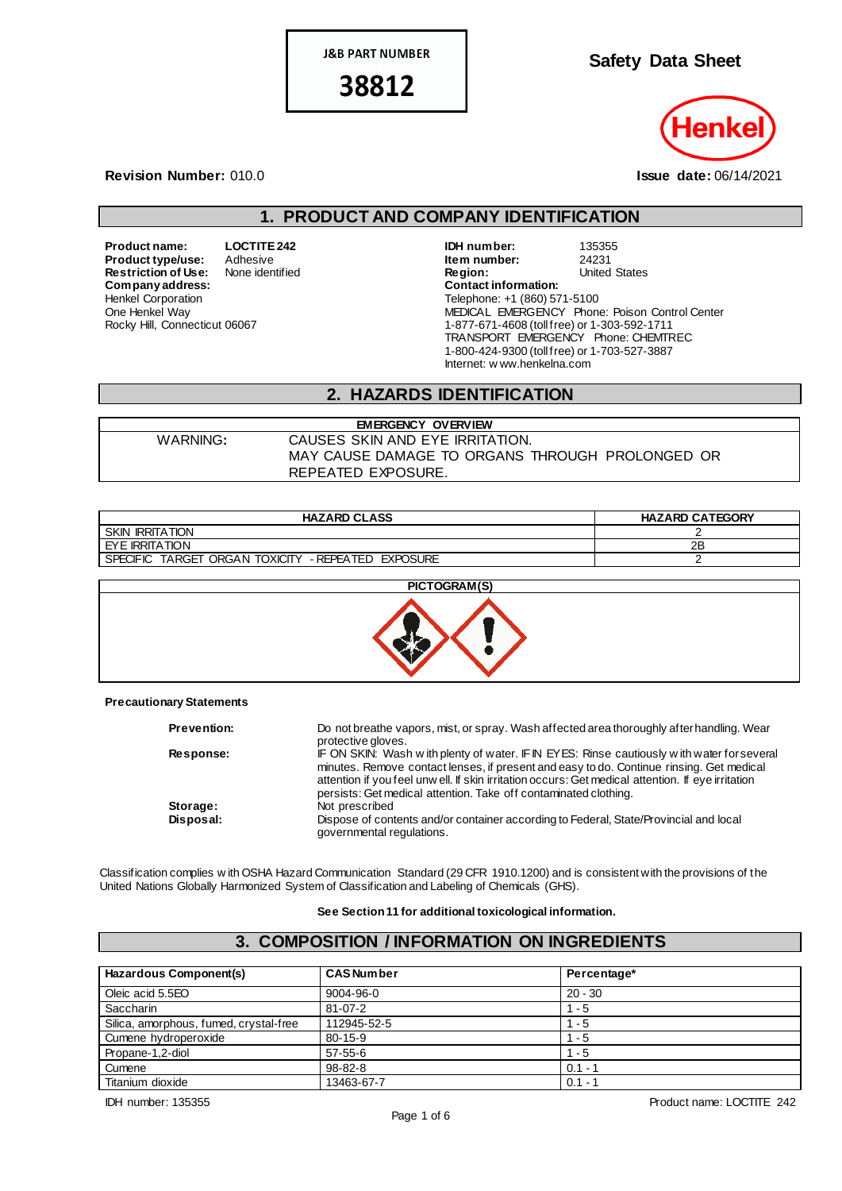**J&B PART NUMBER**

**38812**

# Safety Data Sheet

Henkel

**Revision Number:** 010.0

**Issue date:** 06/14/2021

## 1. PRODUCT AND COMPANY IDENTIFICATION

**Product name:** LOCTITE 242
**Product type/use:** Adhesive
**Restriction of Use:** None identified
**Company address:**
Henkel Corporation
One Henkel Way
Rocky Hill, Connecticut 06067

**IDH number:** 135355
**Item number:** 24231
**Region:** United States
**Contact information:**
Telephone: +1 (860) 571-5100
MEDICAL EMERGENCY Phone: Poison Control Center
1-877-671-4608 (toll free) or 1-303-592-1711
TRANSPORT EMERGENCY Phone: CHEMTREC
1-800-424-9300 (toll free) or 1-703-527-3887
Internet: www.henkelna.com

## 2. HAZARDS IDENTIFICATION

| EMERGENCY OVERVIEW | |
|---|---|
| WARNING: | CAUSES SKIN AND EYE IRRITATION. MAY CAUSE DAMAGE TO ORGANS THROUGH PROLONGED OR REPEATED EXPOSURE. |

| HAZARD CLASS | HAZARD CATEGORY |
|---|---|
| SKIN IRRITATION | 2 |
| EYE IRRITATION | 2B |
| SPECIFIC TARGET ORGAN TOXICITY - REPEATED EXPOSURE | 2 |

**PICTOGRAM(S)**

**Precautionary Statements**

**Prevention:** Do not breathe vapors, mist, or spray. Wash affected area thoroughly after handling. Wear protective gloves.

**Response:** IF ON SKIN: Wash with plenty of water. IF IN EYES: Rinse cautiously with water for several minutes. Remove contact lenses, if present and easy to do. Continue rinsing. Get medical attention if you feel unwell. If skin irritation occurs: Get medical attention. If eye irritation persists: Get medical attention. Take off contaminated clothing.

**Storage:** Not prescribed

**Disposal:** Dispose of contents and/or container according to Federal, State/Provincial and local governmental regulations.

Classification complies with OSHA Hazard Communication Standard (29 CFR 1910.1200) and is consistent with the provisions of the United Nations Globally Harmonized System of Classification and Labeling of Chemicals (GHS).

**See Section 11 for additional toxicological information.**

## 3. COMPOSITION / INFORMATION ON INGREDIENTS

| Hazardous Component(s) | CAS Number | Percentage* |
|---|---|---|
| Oleic acid 5.5EO | 9004-96-0 | 20 - 30 |
| Saccharin | 81-07-2 | 1 - 5 |
| Silica, amorphous, fumed, crystal-free | 112945-52-5 | 1 - 5 |
| Cumene hydroperoxide | 80-15-9 | 1 - 5 |
| Propane-1,2-diol | 57-55-6 | 1 - 5 |
| Cumene | 98-82-8 | 0.1 - 1 |
| Titanium dioxide | 13463-67-7 | 0.1 - 1 |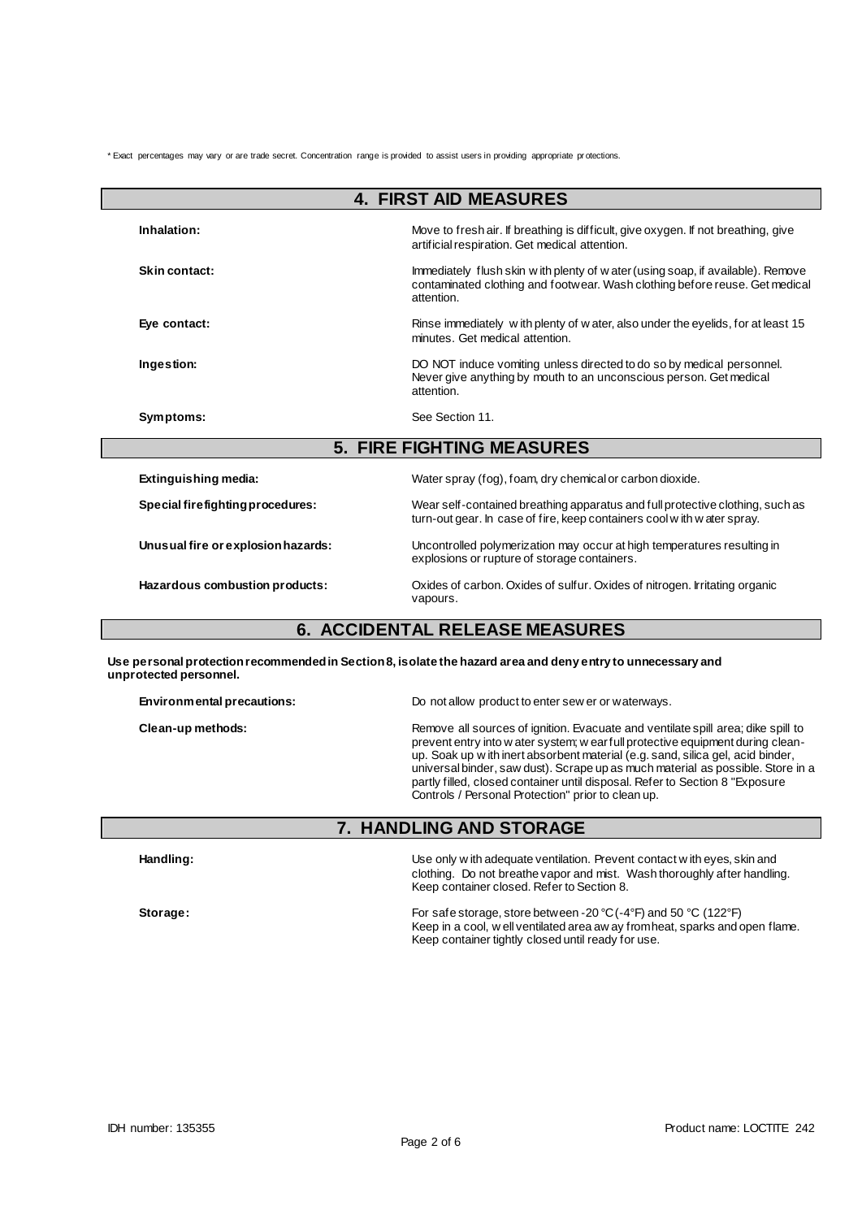* Exact percentages may vary or are trade secret. Concentration range is provided to assist users in providing appropriate protections.

## 4. FIRST AID MEASURES

**Inhalation:** Move to fresh air. If breathing is difficult, give oxygen. If not breathing, give artificial respiration. Get medical attention.

**Skin contact:** Immediately flush skin with plenty of water (using soap, if available). Remove contaminated clothing and footwear. Wash clothing before reuse. Get medical attention.

**Eye contact:** Rinse immediately with plenty of water, also under the eyelids, for at least 15 minutes. Get medical attention.

**Ingestion:** DO NOT induce vomiting unless directed to do so by medical personnel. Never give anything by mouth to an unconscious person. Get medical attention.

**Symptoms:** See Section 11.

## 5. FIRE FIGHTING MEASURES

**Extinguishing media:** Water spray (fog), foam, dry chemical or carbon dioxide.

**Special firefighting procedures:** Wear self-contained breathing apparatus and full protective clothing, such as turn-out gear. In case of fire, keep containers cool with water spray.

**Unusual fire or explosion hazards:** Uncontrolled polymerization may occur at high temperatures resulting in explosions or rupture of storage containers.

**Hazardous combustion products:** Oxides of carbon. Oxides of sulfur. Oxides of nitrogen. Irritating organic vapours.

## 6. ACCIDENTAL RELEASE MEASURES

**Use personal protection recommended in Section 8, isolate the hazard area and deny entry to unnecessary and unprotected personnel.**

**Environmental precautions:** Do not allow product to enter sewer or waterways.

**Clean-up methods:** Remove all sources of ignition. Evacuate and ventilate spill area; dike spill to prevent entry into water system; wear full protective equipment during clean-up. Soak up with inert absorbent material (e.g. sand, silica gel, acid binder, universal binder, saw dust). Scrape up as much material as possible. Store in a partly filled, closed container until disposal. Refer to Section 8 "Exposure Controls / Personal Protection" prior to clean up.

## 7. HANDLING AND STORAGE

**Handling:** Use only with adequate ventilation. Prevent contact with eyes, skin and clothing. Do not breathe vapor and mist. Wash thoroughly after handling. Keep container closed. Refer to Section 8.

**Storage:** For safe storage, store between -20 °C (-4°F) and 50 °C (122°F)
Keep in a cool, well ventilated area away from heat, sparks and open flame. Keep container tightly closed until ready for use.

IDH number: 135355

Product name: LOCTITE 242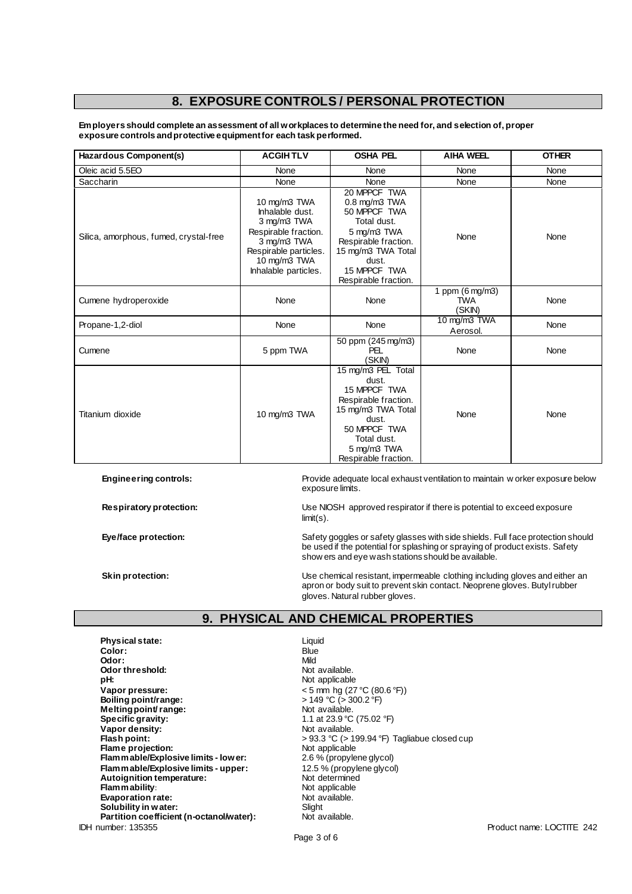## 8. EXPOSURE CONTROLS / PERSONAL PROTECTION

**Employers should complete an assessment of all workplaces to determine the need for, and selection of, proper exposure controls and protective equipment for each task performed.**

| Hazardous Component(s) | ACGIH TLV | OSHA PEL | AIHA WEEL | OTHER |
|---|---|---|---|---|
| Oleic acid 5.5EO | None | None | None | None |
| Saccharin | None | None | None | None |
| Silica, amorphous, fumed, crystal-free | 10 mg/m3 TWA Inhalable dust. 3 mg/m3 TWA Respirable fraction. 3 mg/m3 TWA Respirable particles. 10 mg/m3 TWA Inhalable particles. | 20 MPPCF TWA 0.8 mg/m3 TWA 50 MPPCF TWA Total dust. 5 mg/m3 TWA Respirable fraction. 15 mg/m3 TWA Total dust. 15 MPPCF TWA Respirable fraction. | None | None |
| Cumene hydroperoxide | None | None | 1 ppm (6 mg/m3) TWA (SKIN) | None |
| Propane-1,2-diol | None | None | 10 mg/m3 TWA Aerosol. | None |
| Cumene | 5 ppm TWA | 50 ppm (245 mg/m3) PEL (SKIN) | None | None |
| Titanium dioxide | 10 mg/m3 TWA | 15 mg/m3 PEL Total dust. 15 MPPCF TWA Respirable fraction. 15 mg/m3 TWA Total dust. 50 MPPCF TWA Total dust. 5 mg/m3 TWA Respirable fraction. | None | None |

**Engineering controls:** Provide adequate local exhaust ventilation to maintain worker exposure below exposure limits.

**Respiratory protection:** Use NIOSH approved respirator if there is potential to exceed exposure limit(s).

**Eye/face protection:** Safety goggles or safety glasses with side shields. Full face protection should be used if the potential for splashing or spraying of product exists. Safety showers and eye wash stations should be available.

**Skin protection:** Use chemical resistant, impermeable clothing including gloves and either an apron or body suit to prevent skin contact. Neoprene gloves. Butyl rubber gloves. Natural rubber gloves.

## 9. PHYSICAL AND CHEMICAL PROPERTIES

**Physical state:** Liquid
**Color:** Blue
**Odor:** Mild
**Odor threshold:** Not available.
**pH:** Not applicable
**Vapor pressure:** < 5 mm hg (27 °C (80.6 °F))
**Boiling point/range:** > 149 °C (> 300.2 °F)
**Melting point/ range:** Not available.
**Specific gravity:** 1.1 at 23.9 °C (75.02 °F)
**Vapor density:** Not available.
**Flash point:** > 93.3 °C (> 199.94 °F) Tagliabue closed cup
**Flame projection:** Not applicable
**Flammable/Explosive limits - lower:** 2.6 % (propylene glycol)
**Flammable/Explosive limits - upper:** 12.5 % (propylene glycol)
**Autoignition temperature:** Not determined
**Flammability:** Not applicable
**Evaporation rate:** Not available.
**Solubility in water:** Slight
**Partition coefficient (n-octanol/water):** Not available.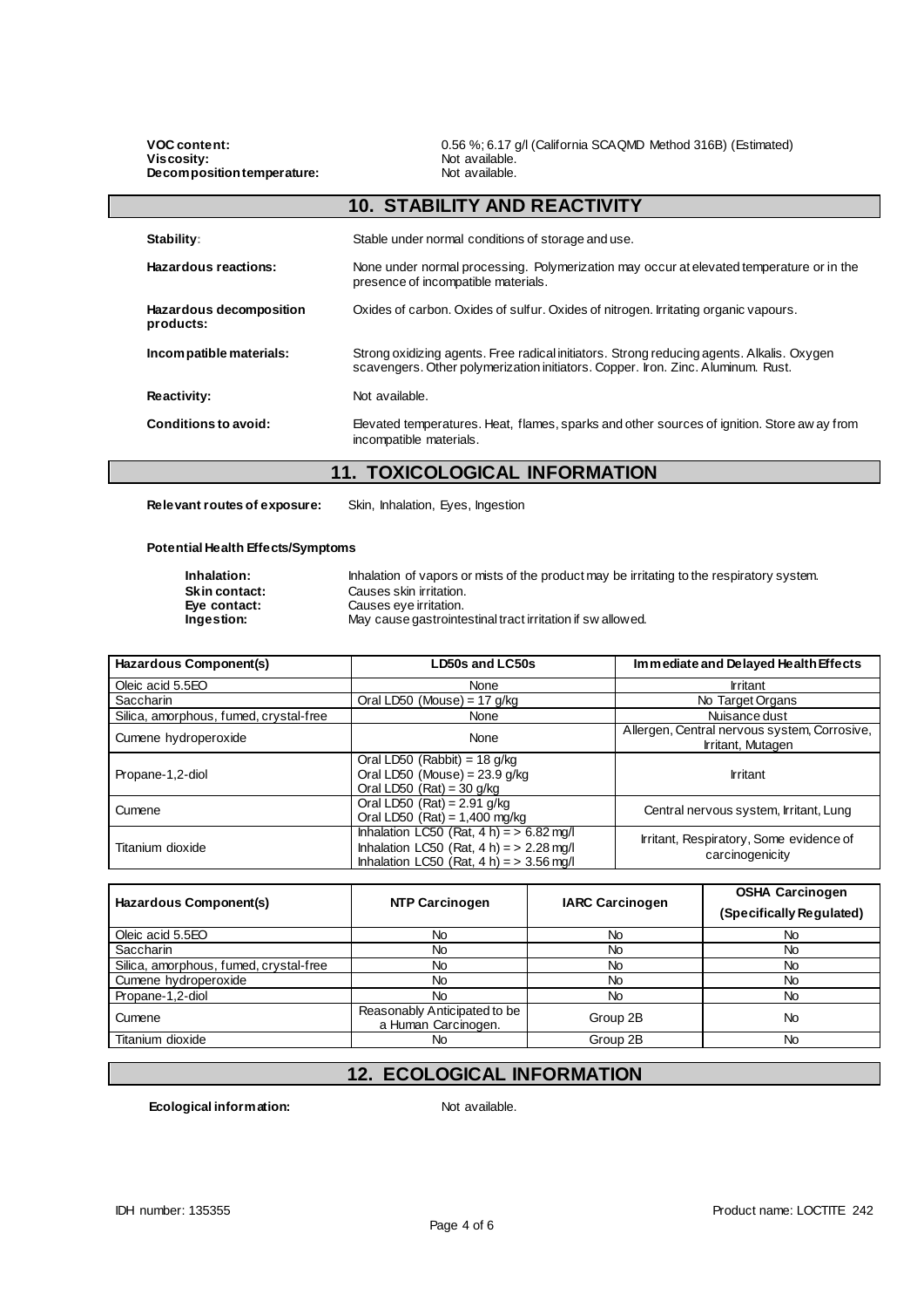**VOC content:** 0.56 %; 6.17 g/l (California SCAQMD Method 316B) (Estimated)
**Viscosity:** Not available.
**Decomposition temperature:** Not available.

## 10. STABILITY AND REACTIVITY

**Stability:** Stable under normal conditions of storage and use.

**Hazardous reactions:** None under normal processing. Polymerization may occur at elevated temperature or in the presence of incompatible materials.

**Hazardous decomposition products:** Oxides of carbon. Oxides of sulfur. Oxides of nitrogen. Irritating organic vapours.

**Incompatible materials:** Strong oxidizing agents. Free radical initiators. Strong reducing agents. Alkalis. Oxygen scavengers. Other polymerization initiators. Copper. Iron. Zinc. Aluminum. Rust.

**Reactivity:** Not available.

**Conditions to avoid:** Elevated temperatures. Heat, flames, sparks and other sources of ignition. Store away from incompatible materials.

## 11. TOXICOLOGICAL INFORMATION

**Relevant routes of exposure:** Skin, Inhalation, Eyes, Ingestion

**Potential Health Effects/Symptoms**

**Inhalation:** Inhalation of vapors or mists of the product may be irritating to the respiratory system.
**Skin contact:** Causes skin irritation.
**Eye contact:** Causes eye irritation.
**Ingestion:** May cause gastrointestinal tract irritation if swallowed.

| Hazardous Component(s) | LD50s and LC50s | Immediate and Delayed Health Effects |
| --- | --- | --- |
| Oleic acid 5.5EO | None | Irritant |
| Saccharin | Oral LD50 (Mouse) = 17 g/kg | No Target Organs |
| Silica, amorphous, fumed, crystal-free | None | Nuisance dust |
| Cumene hydroperoxide | None | Allergen, Central nervous system, Corrosive, Irritant, Mutagen |
| Propane-1,2-diol | Oral LD50 (Rabbit) = 18 g/kg<br>Oral LD50 (Mouse) = 23.9 g/kg<br>Oral LD50 (Rat) = 30 g/kg | Irritant |
| Cumene | Oral LD50 (Rat) = 2.91 g/kg<br>Oral LD50 (Rat) = 1,400 mg/kg | Central nervous system, Irritant, Lung |
| Titanium dioxide | Inhalation LC50 (Rat, 4 h) = > 6.82 mg/l<br>Inhalation LC50 (Rat, 4 h) = > 2.28 mg/l<br>Inhalation LC50 (Rat, 4 h) = > 3.56 mg/l | Irritant, Respiratory, Some evidence of carcinogenicity |

| Hazardous Component(s) | NTP Carcinogen | IARC Carcinogen | OSHA Carcinogen (Specifically Regulated) |
| --- | --- | --- | --- |
| Oleic acid 5.5EO | No | No | No |
| Saccharin | No | No | No |
| Silica, amorphous, fumed, crystal-free | No | No | No |
| Cumene hydroperoxide | No | No | No |
| Propane-1,2-diol | No | No | No |
| Cumene | Reasonably Anticipated to be a Human Carcinogen. | Group 2B | No |
| Titanium dioxide | No | Group 2B | No |

## 12. ECOLOGICAL INFORMATION

**Ecological information:** Not available.

IDH number: 135355 Product name: LOCTITE 242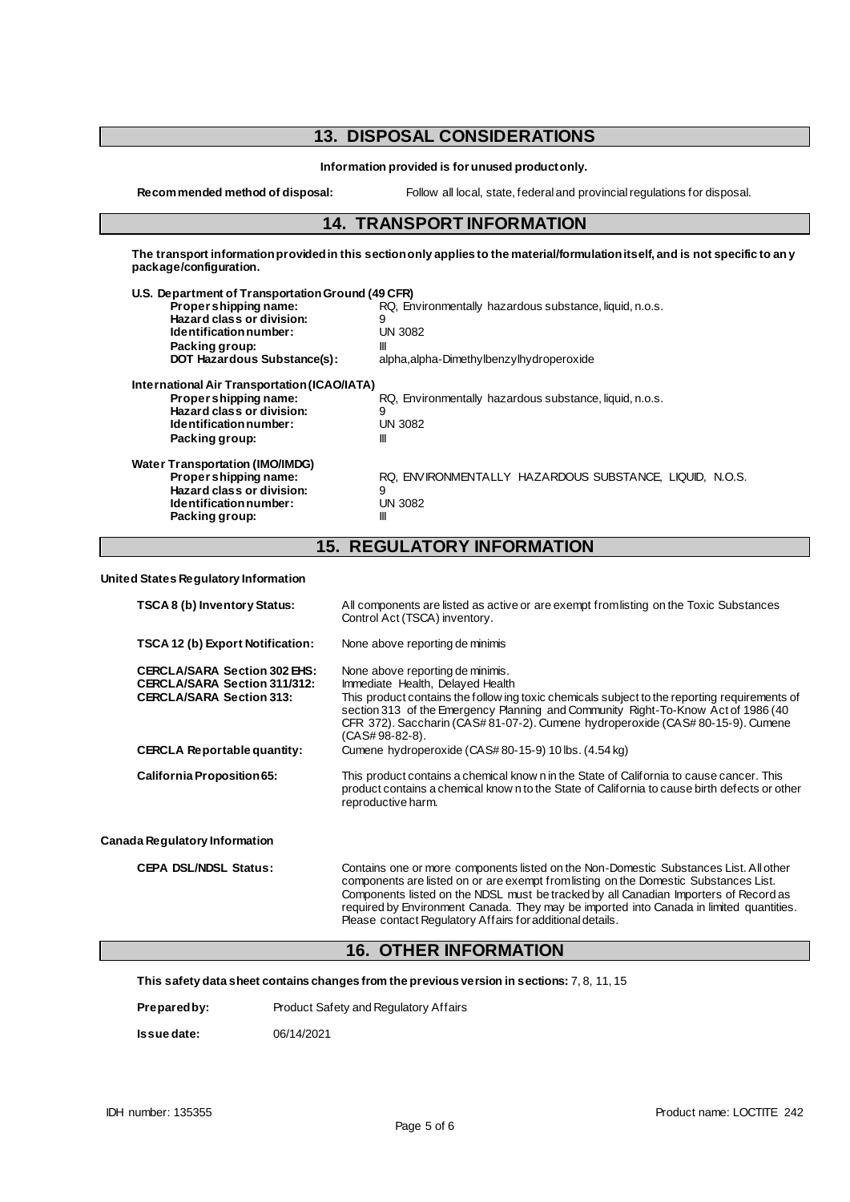## 13. DISPOSAL CONSIDERATIONS

**Information provided is for unused product only.**

**Recommended method of disposal:** Follow all local, state, federal and provincial regulations for disposal.

## 14. TRANSPORT INFORMATION

**The transport information provided in this section only applies to the material/formulation itself, and is not specific to any package/configuration.**

**U.S. Department of Transportation Ground (49 CFR)**

| | |
|---|---|
| **Proper shipping name:** | RQ, Environmentally hazardous substance, liquid, n.o.s. |
| **Hazard class or division:** | 9 |
| **Identification number:** | UN 3082 |
| **Packing group:** | III |
| **DOT Hazardous Substance(s):** | alpha,alpha-Dimethylbenzylhydroperoxide |

**International Air Transportation (ICAO/IATA)**

| | |
|---|---|
| **Proper shipping name:** | RQ, Environmentally hazardous substance, liquid, n.o.s. |
| **Hazard class or division:** | 9 |
| **Identification number:** | UN 3082 |
| **Packing group:** | III |

**Water Transportation (IMO/IMDG)**

| | |
|---|---|
| **Proper shipping name:** | RQ, ENVIRONMENTALLY HAZARDOUS SUBSTANCE, LIQUID, N.O.S. |
| **Hazard class or division:** | 9 |
| **Identification number:** | UN 3082 |
| **Packing group:** | III |

## 15. REGULATORY INFORMATION

**United States Regulatory Information**

| | |
|---|---|
| **TSCA 8 (b) Inventory Status:** | All components are listed as active or are exempt from listing on the Toxic Substances Control Act (TSCA) inventory. |
| **TSCA 12 (b) Export Notification:** | None above reporting de minimis |
| **CERCLA/SARA Section 302 EHS:** | None above reporting de minimis. |
| **CERCLA/SARA Section 311/312:** | Immediate Health, Delayed Health |
| **CERCLA/SARA Section 313:** | This product contains the following toxic chemicals subject to the reporting requirements of section 313 of the Emergency Planning and Community Right-To-Know Act of 1986 (40 CFR 372). Saccharin (CAS# 81-07-2). Cumene hydroperoxide (CAS# 80-15-9). Cumene (CAS# 98-82-8). |
| **CERCLA Reportable quantity:** | Cumene hydroperoxide (CAS# 80-15-9) 10 lbs. (4.54 kg) |
| **California Proposition 65:** | This product contains a chemical known in the State of California to cause cancer. This product contains a chemical known to the State of California to cause birth defects or other reproductive harm. |

**Canada Regulatory Information**

| | |
|---|---|
| **CEPA DSL/NDSL Status:** | Contains one or more components listed on the Non-Domestic Substances List. All other components are listed on or are exempt from listing on the Domestic Substances List. Components listed on the NDSL must be tracked by all Canadian Importers of Record as required by Environment Canada. They may be imported into Canada in limited quantities. Please contact Regulatory Affairs for additional details. |

## 16. OTHER INFORMATION

**This safety data sheet contains changes from the previous version in sections:** 7, 8, 11, 15

**Prepared by:** Product Safety and Regulatory Affairs

**Issue date:** 06/14/2021

IDH number: 135355 Product name: LOCTITE 242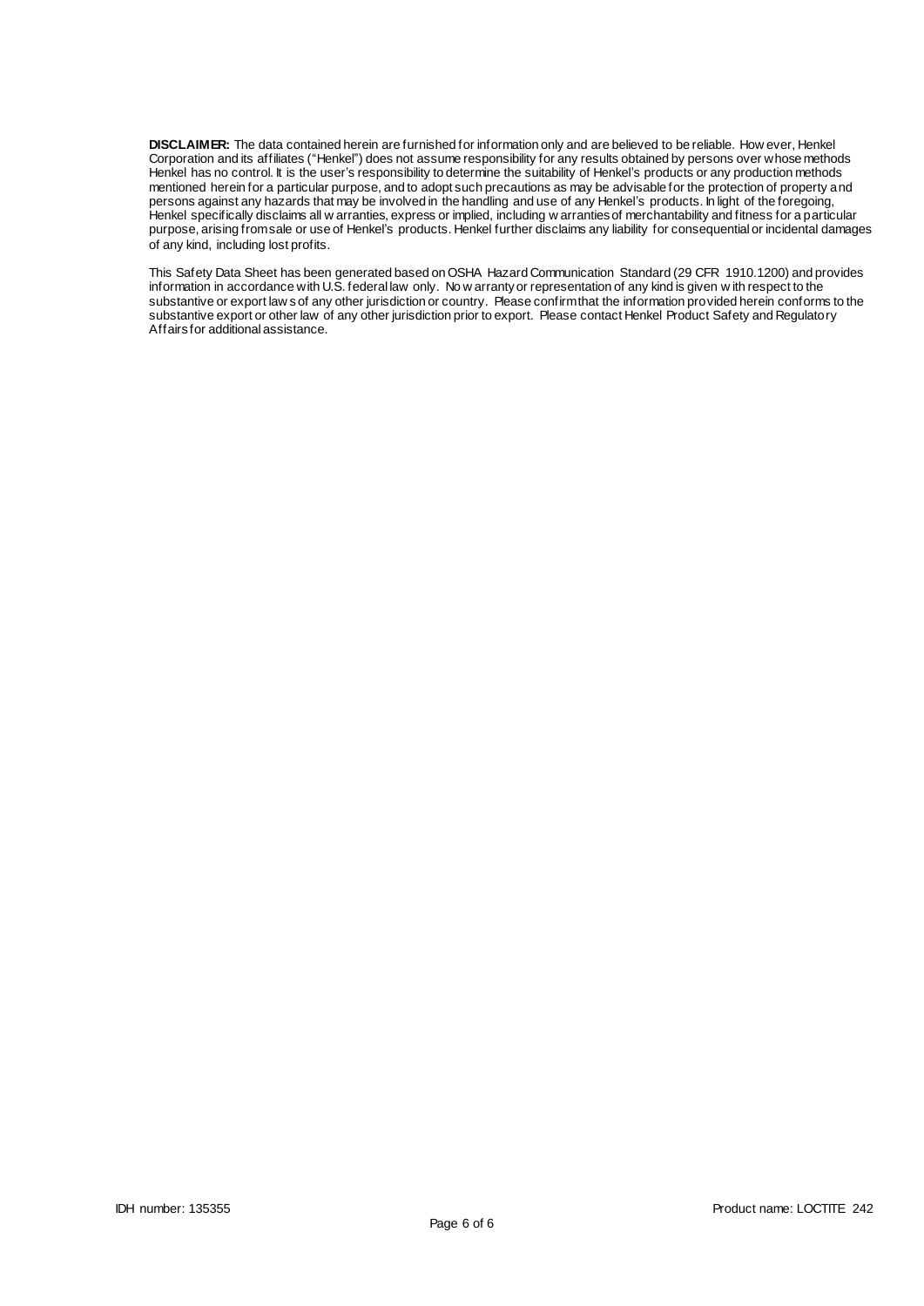**DISCLAIMER:** The data contained herein are furnished for information only and are believed to be reliable. However, Henkel Corporation and its affiliates ("Henkel") does not assume responsibility for any results obtained by persons over whose methods Henkel has no control. It is the user's responsibility to determine the suitability of Henkel's products or any production methods mentioned herein for a particular purpose, and to adopt such precautions as may be advisable for the protection of property and persons against any hazards that may be involved in the handling and use of any Henkel's products. In light of the foregoing, Henkel specifically disclaims all warranties, express or implied, including warranties of merchantability and fitness for a particular purpose, arising from sale or use of Henkel's products. Henkel further disclaims any liability for consequential or incidental damages of any kind, including lost profits.

This Safety Data Sheet has been generated based on OSHA Hazard Communication Standard (29 CFR 1910.1200) and provides information in accordance with U.S. federal law only. No warranty or representation of any kind is given with respect to the substantive or export laws of any other jurisdiction or country. Please confirm that the information provided herein conforms to the substantive export or other law of any other jurisdiction prior to export. Please contact Henkel Product Safety and Regulatory Affairs for additional assistance.